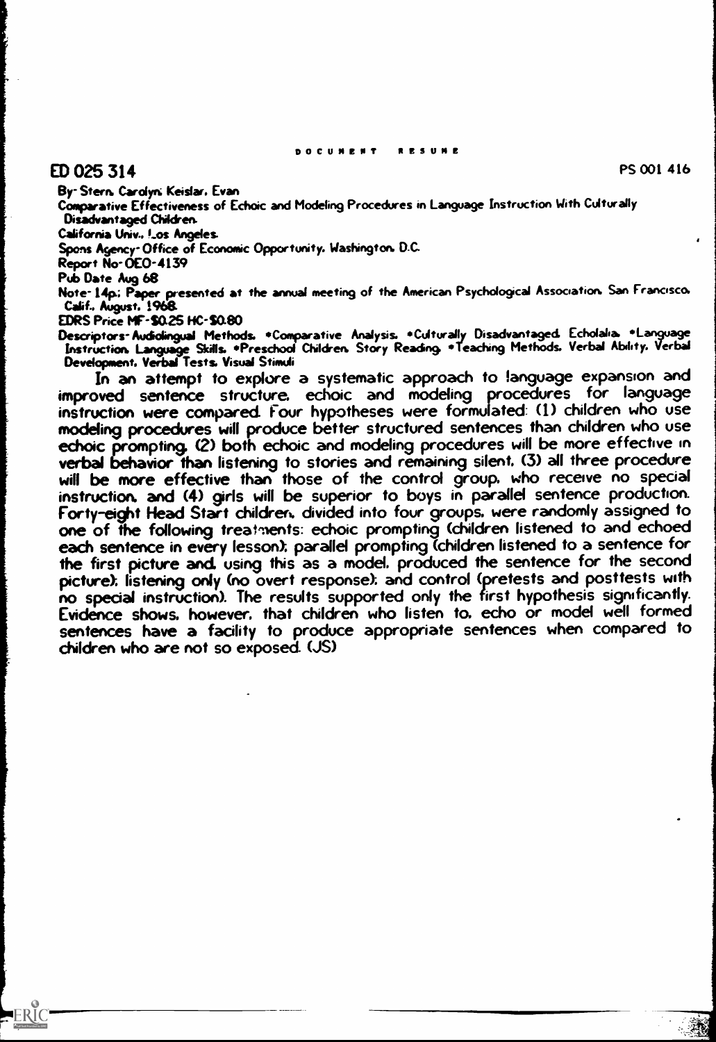DOCUMENT RESUME

ED 025 314 PS 001 416

By- Stern, Carolyn; Keislar, Evan

Comparative Effectiveness of Echoic and Modeling Procedures in Language Instruction With Culturally Disadvantaged Children.

California Univ., Los Angeles.

Spons Agency- Office of Economic Opportunity, Washington, D.C.

Report No- OEO-4139

Pub Date Aug 68

Note- 14p.; Paper presented at the annual meeting of the American Psychological Association, San Francisco, Calif., August, 1968.

EDRS Price MF-$0.25 HC-$0.80

Descriptors- Audiolingual Methods, *Comparative Analysis, *Culturally Disadvantaged, Echolalia, *Language Instruction, Language Skills, *Preschool Children, Story Reading, *Teaching Methods, Verbal Ability, Verbal Development, Verbal Tests, Visual Stimuli

In an attempt to explore a systematic approach to language expansion and improved sentence structure, echoic and modeling procedures for language instruction were compared. Four hypotheses were formulated: (1) children who use modeling procedures will produce better structured sentences than children who use echoic prompting, (2) both echoic and modeling procedures will be more effective in verbal behavior than listening to stories and remaining silent, (3) all three procedure will be more effective than those of the control group, who receive no special instruction, and (4) girls will be superior to boys in parallel sentence production. Forty-eight Head Start children, divided into four groups, were randomly assigned to one of the following treatments: echoic prompting (children listened to and echoed each sentence in every lesson); parallel prompting (children listened to a sentence for the first picture and, using this as a model, produced the sentence for the second picture); listening only (no overt response); and control (pretests and posttests with no special instruction). The results supported only the first hypothesis significantly. Evidence shows, however, that children who listen to, echo or model well formed sentences have a facility to produce appropriate sentences when compared to children who are not so exposed. (JS)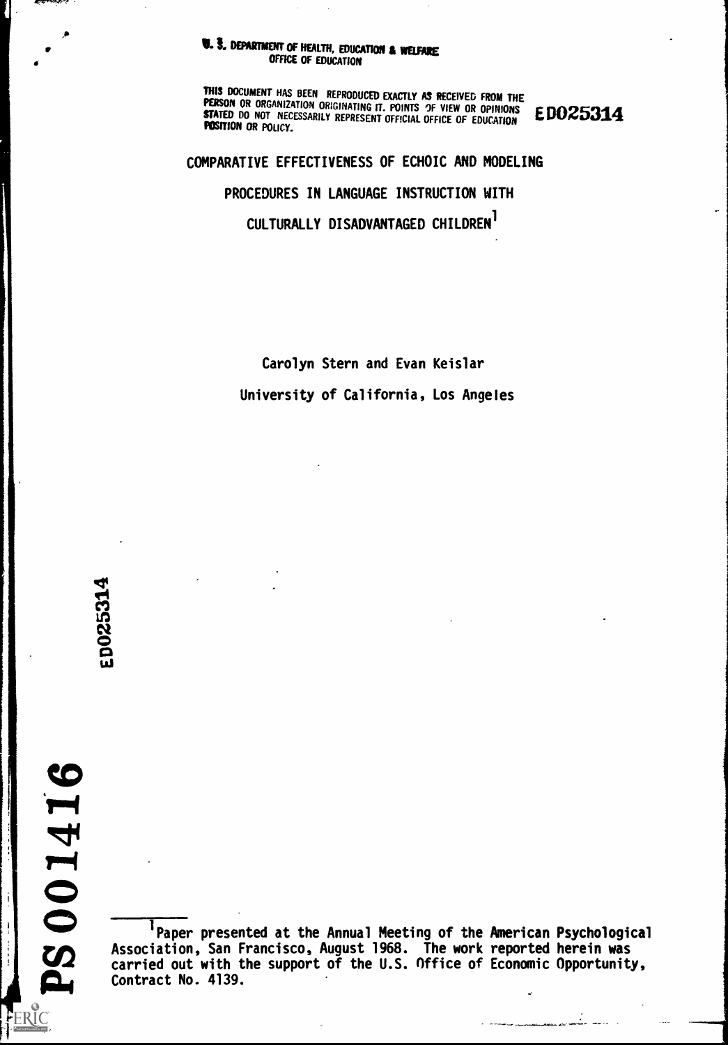U. S. DEPARTMENT OF HEALTH, EDUCATION & WELFARE
OFFICE OF EDUCATION

THIS DOCUMENT HAS BEEN REPRODUCED EXACTLY AS RECEIVED FROM THE PERSON OR ORGANIZATION ORIGINATING IT. POINTS OF VIEW OR OPINIONS STATED DO NOT NECESSARILY REPRESENT OFFICIAL OFFICE OF EDUCATION POSITION OR POLICY.

ED025314

# COMPARATIVE EFFECTIVENESS OF ECHOIC AND MODELING PROCEDURES IN LANGUAGE INSTRUCTION WITH CULTURALLY DISADVANTAGED CHILDREN[1]

Carolyn Stern and Evan Keislar

University of California, Los Angeles

ED025314

PS001416

[1] Paper presented at the Annual Meeting of the American Psychological Association, San Francisco, August 1968. The work reported herein was carried out with the support of the U.S. Office of Economic Opportunity, Contract No. 4139.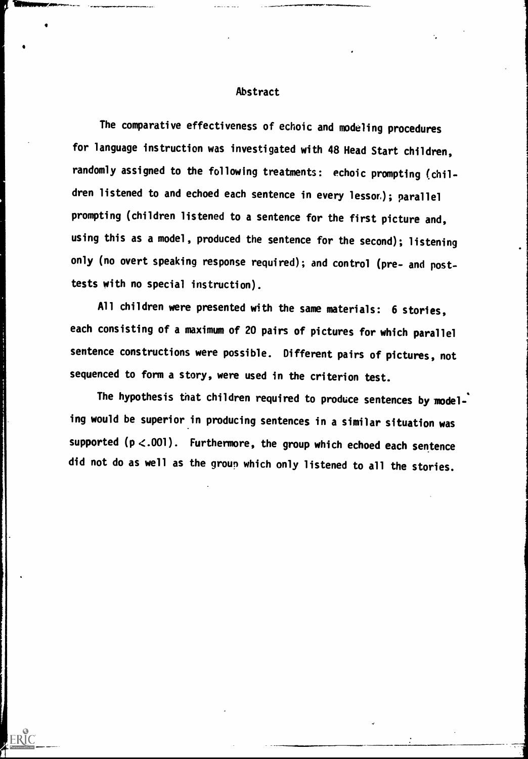## Abstract

The comparative effectiveness of echoic and modeling procedures for language instruction was investigated with 48 Head Start children, randomly assigned to the following treatments: echoic prompting (children listened to and echoed each sentence in every lesson); parallel prompting (children listened to a sentence for the first picture and, using this as a model, produced the sentence for the second); listening only (no overt speaking response required); and control (pre- and post-tests with no special instruction).

All children were presented with the same materials: 6 stories, each consisting of a maximum of 20 pairs of pictures for which parallel sentence constructions were possible. Different pairs of pictures, not sequenced to form a story, were used in the criterion test.

The hypothesis that children required to produce sentences by modeling would be superior in producing sentences in a similar situation was supported ($p < .001$). Furthermore, the group which echoed each sentence did not do as well as the group which only listened to all the stories.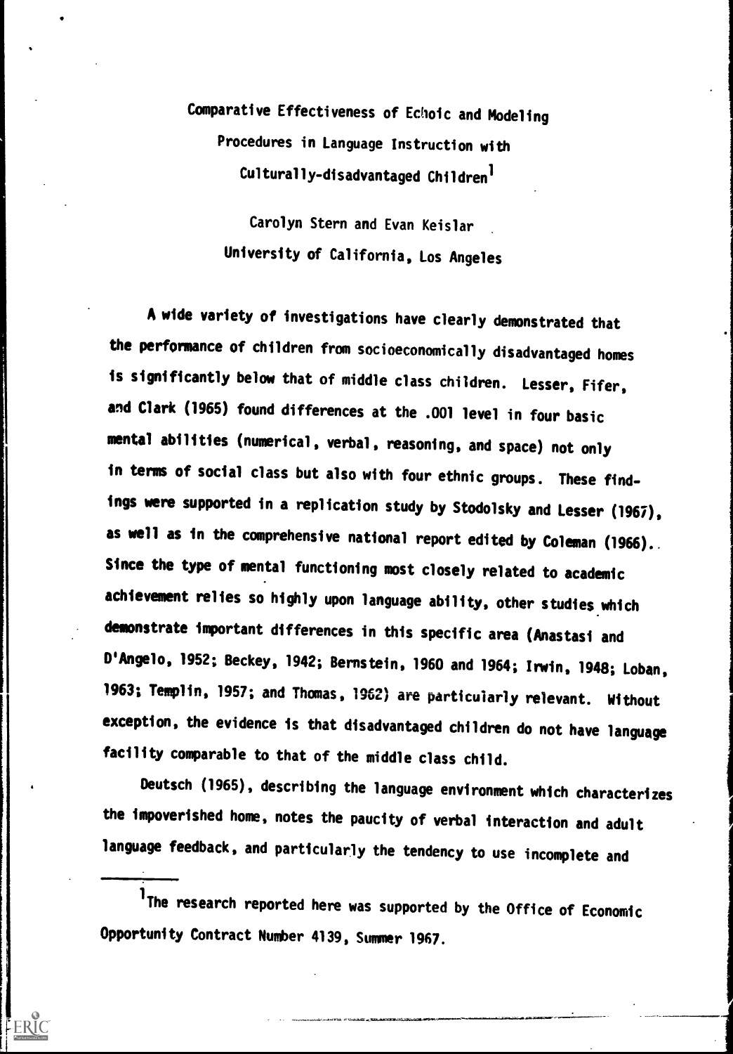# Comparative Effectiveness of Echoic and Modeling Procedures in Language Instruction with Culturally-disadvantaged Children[1]

Carolyn Stern and Evan Keislar
University of California, Los Angeles

A wide variety of investigations have clearly demonstrated that the performance of children from socioeconomically disadvantaged homes is significantly below that of middle class children. Lesser, Fifer, and Clark (1965) found differences at the .001 level in four basic mental abilities (numerical, verbal, reasoning, and space) not only in terms of social class but also with four ethnic groups. These findings were supported in a replication study by Stodolsky and Lesser (1967), as well as in the comprehensive national report edited by Coleman (1966). Since the type of mental functioning most closely related to academic achievement relies so highly upon language ability, other studies which demonstrate important differences in this specific area (Anastasi and D'Angelo, 1952; Beckey, 1942; Bernstein, 1960 and 1964; Irwin, 1948; Loban, 1963; Templin, 1957; and Thomas, 1962) are particularly relevant. Without exception, the evidence is that disadvantaged children do not have language facility comparable to that of the middle class child.

Deutsch (1965), describing the language environment which characterizes the impoverished home, notes the paucity of verbal interaction and adult language feedback, and particularly the tendency to use incomplete and

[1] The research reported here was supported by the Office of Economic Opportunity Contract Number 4139, Summer 1967.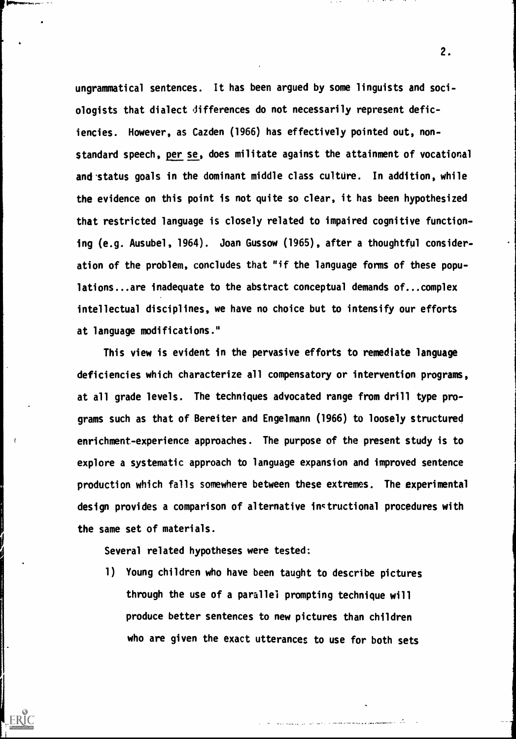ungrammatical sentences. It has been argued by some linguists and sociologists that dialect differences do not necessarily represent deficiencies. However, as Cazden (1966) has effectively pointed out, non-standard speech, per se, does militate against the attainment of vocational and status goals in the dominant middle class culture. In addition, while the evidence on this point is not quite so clear, it has been hypothesized that restricted language is closely related to impaired cognitive functioning (e.g. Ausubel, 1964). Joan Gussow (1965), after a thoughtful consideration of the problem, concludes that "if the language forms of these populations...are inadequate to the abstract conceptual demands of...complex intellectual disciplines, we have no choice but to intensify our efforts at language modifications."

This view is evident in the pervasive efforts to remediate language deficiencies which characterize all compensatory or intervention programs, at all grade levels. The techniques advocated range from drill type programs such as that of Bereiter and Engelmann (1966) to loosely structured enrichment-experience approaches. The purpose of the present study is to explore a systematic approach to language expansion and improved sentence production which falls somewhere between these extremes. The experimental design provides a comparison of alternative instructional procedures with the same set of materials.

Several related hypotheses were tested:

1) Young children who have been taught to describe pictures through the use of a parallel prompting technique will produce better sentences to new pictures than children who are given the exact utterances to use for both sets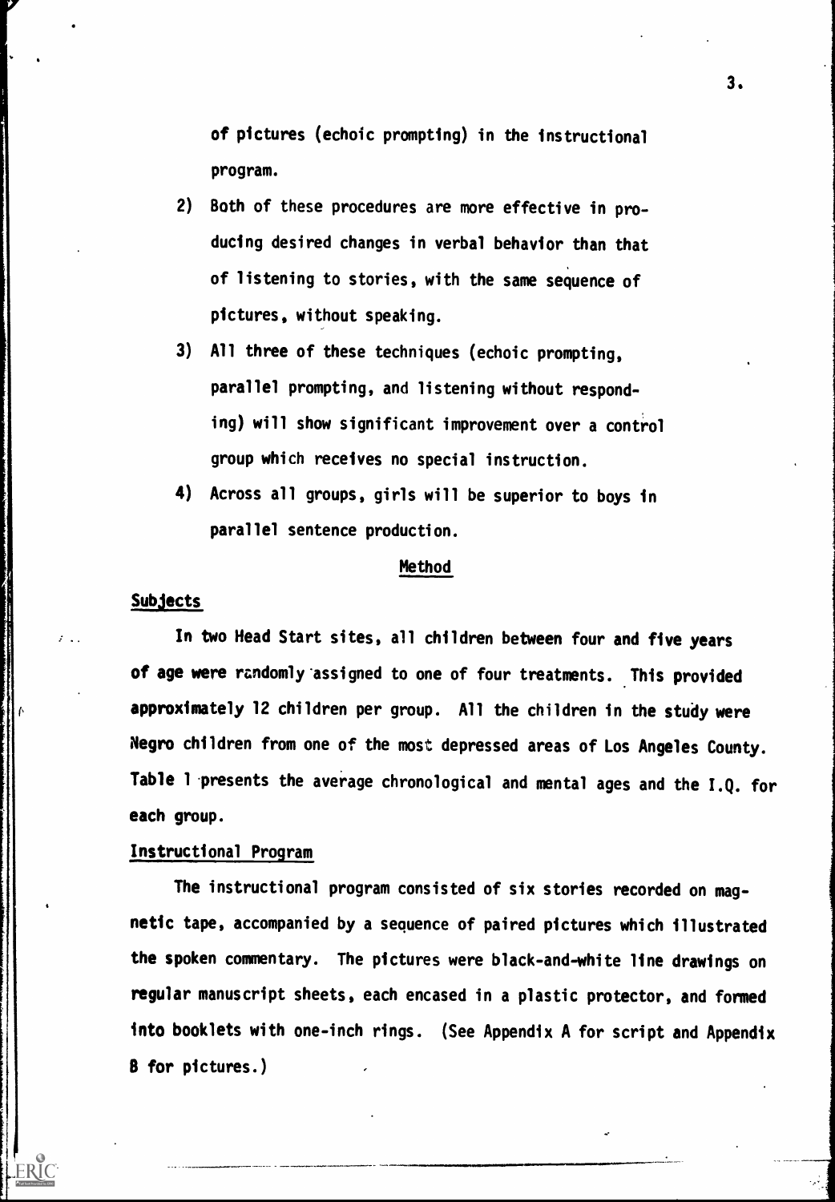of pictures (echoic prompting) in the instructional program.

2) Both of these procedures are more effective in producing desired changes in verbal behavior than that of listening to stories, with the same sequence of pictures, without speaking.

3) All three of these techniques (echoic prompting, parallel prompting, and listening without responding) will show significant improvement over a control group which receives no special instruction.

4) Across all groups, girls will be superior to boys in parallel sentence production.

## Method

### Subjects

In two Head Start sites, all children between four and five years of age were randomly assigned to one of four treatments. This provided approximately 12 children per group. All the children in the study were Negro children from one of the most depressed areas of Los Angeles County. Table 1 presents the average chronological and mental ages and the I.Q. for each group.

### Instructional Program

The instructional program consisted of six stories recorded on magnetic tape, accompanied by a sequence of paired pictures which illustrated the spoken commentary. The pictures were black-and-white line drawings on regular manuscript sheets, each encased in a plastic protector, and formed into booklets with one-inch rings. (See Appendix A for script and Appendix B for pictures.)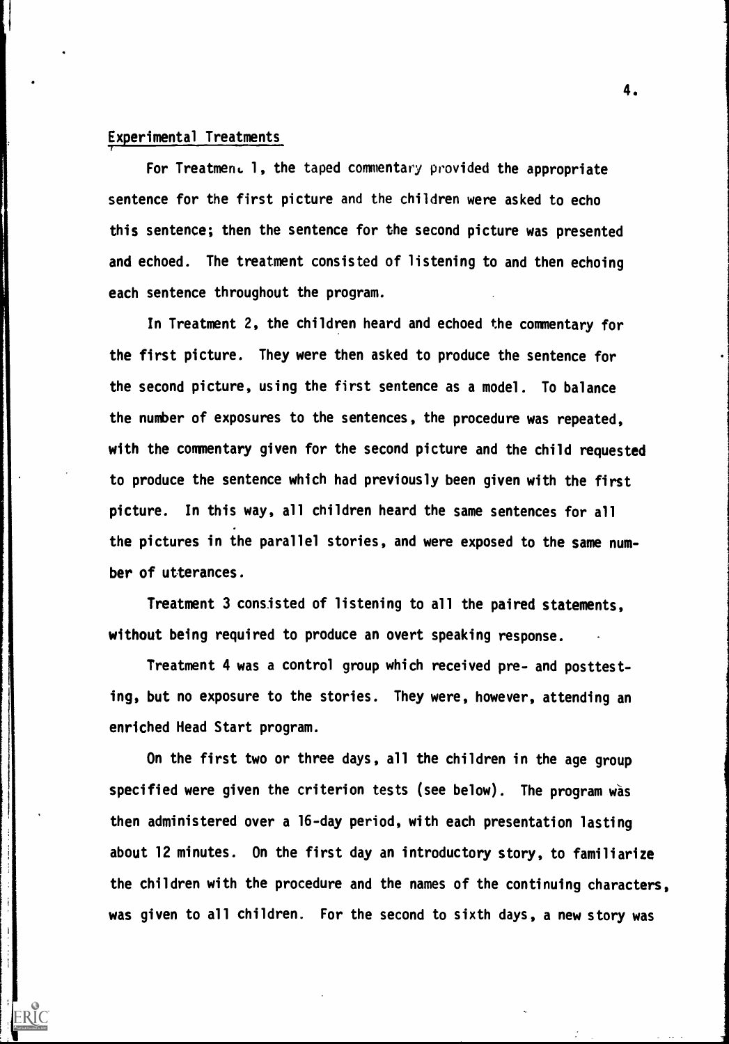## Experimental Treatments

For Treatment 1, the taped commentary provided the appropriate sentence for the first picture and the children were asked to echo this sentence; then the sentence for the second picture was presented and echoed. The treatment consisted of listening to and then echoing each sentence throughout the program.

In Treatment 2, the children heard and echoed the commentary for the first picture. They were then asked to produce the sentence for the second picture, using the first sentence as a model. To balance the number of exposures to the sentences, the procedure was repeated, with the commentary given for the second picture and the child requested to produce the sentence which had previously been given with the first picture. In this way, all children heard the same sentences for all the pictures in the parallel stories, and were exposed to the same number of utterances.

Treatment 3 consisted of listening to all the paired statements, without being required to produce an overt speaking response.

Treatment 4 was a control group which received pre- and posttesting, but no exposure to the stories. They were, however, attending an enriched Head Start program.

On the first two or three days, all the children in the age group specified were given the criterion tests (see below). The program was then administered over a 16-day period, with each presentation lasting about 12 minutes. On the first day an introductory story, to familiarize the children with the procedure and the names of the continuing characters, was given to all children. For the second to sixth days, a new story was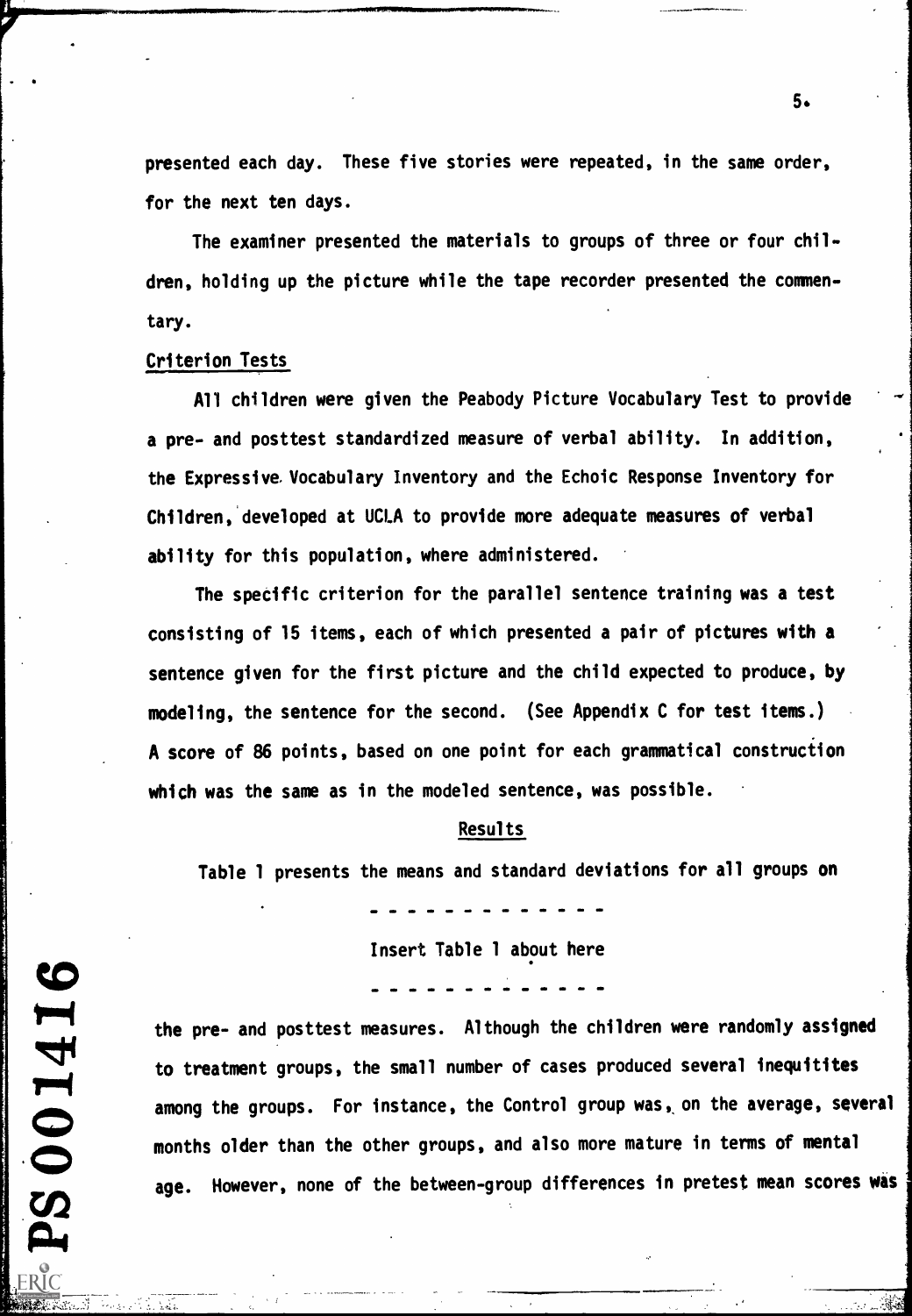presented each day. These five stories were repeated, in the same order, for the next ten days.

The examiner presented the materials to groups of three or four children, holding up the picture while the tape recorder presented the commentary.

## Criterion Tests

All children were given the Peabody Picture Vocabulary Test to provide a pre- and posttest standardized measure of verbal ability. In addition, the Expressive Vocabulary Inventory and the Echoic Response Inventory for Children, developed at UCLA to provide more adequate measures of verbal ability for this population, where administered.

The specific criterion for the parallel sentence training was a test consisting of 15 items, each of which presented a pair of pictures with a sentence given for the first picture and the child expected to produce, by modeling, the sentence for the second. (See Appendix C for test items.) A score of 86 points, based on one point for each grammatical construction which was the same as in the modeled sentence, was possible.

## Results

Table 1 presents the means and standard deviations for all groups on

- - - - - - - - - - - - -

Insert Table 1 about here

- - - - - - - - - - - - -

the pre- and posttest measures. Although the children were randomly assigned to treatment groups, the small number of cases produced several inequitites among the groups. For instance, the Control group was, on the average, several months older than the other groups, and also more mature in terms of mental age. However, none of the between-group differences in pretest mean scores was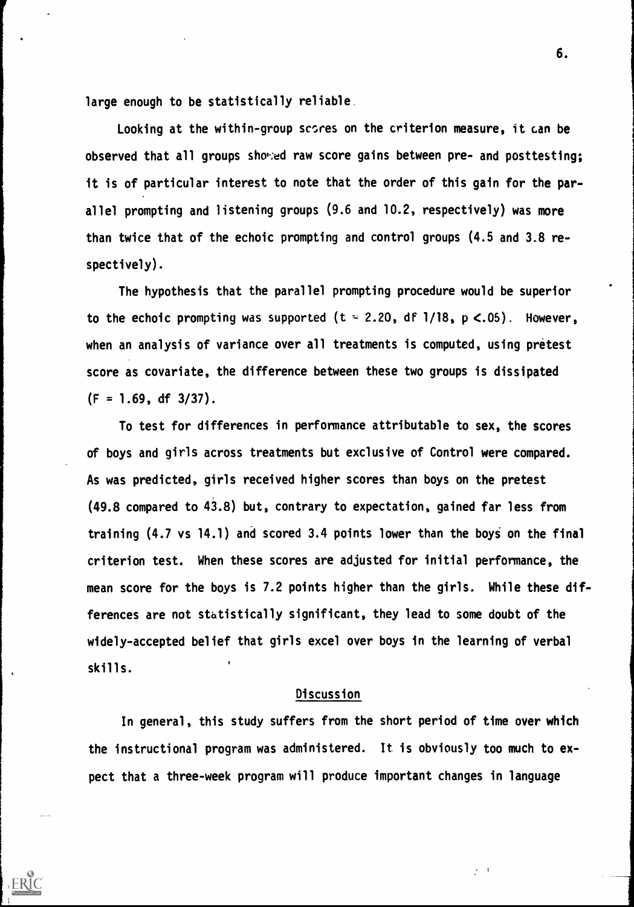large enough to be statistically reliable.

Looking at the within-group scores on the criterion measure, it can be observed that all groups showed raw score gains between pre- and posttesting; it is of particular interest to note that the order of this gain for the parallel prompting and listening groups (9.6 and 10.2, respectively) was more than twice that of the echoic prompting and control groups (4.5 and 3.8 respectively).

The hypothesis that the parallel prompting procedure would be superior to the echoic prompting was supported ($t = 2.20$, df 1/18, $p < .05$). However, when an analysis of variance over all treatments is computed, using pretest score as covariate, the difference between these two groups is dissipated ($F = 1.69$, df 3/37).

To test for differences in performance attributable to sex, the scores of boys and girls across treatments but exclusive of Control were compared. As was predicted, girls received higher scores than boys on the pretest (49.8 compared to 43.8) but, contrary to expectation, gained far less from training (4.7 vs 14.1) and scored 3.4 points lower than the boys on the final criterion test. When these scores are adjusted for initial performance, the mean score for the boys is 7.2 points higher than the girls. While these differences are not statistically significant, they lead to some doubt of the widely-accepted belief that girls excel over boys in the learning of verbal skills.

## Discussion

In general, this study suffers from the short period of time over which the instructional program was administered. It is obviously too much to expect that a three-week program will produce important changes in language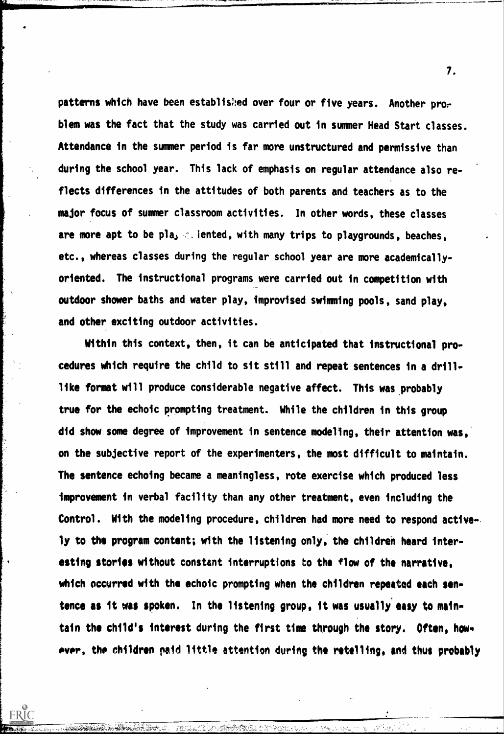patterns which have been established over four or five years. Another problem was the fact that the study was carried out in summer Head Start classes. Attendance in the summer period is far more unstructured and permissive than during the school year. This lack of emphasis on regular attendance also reflects differences in the attitudes of both parents and teachers as to the major focus of summer classroom activities. In other words, these classes are more apt to be play-oriented, with many trips to playgrounds, beaches, etc., whereas classes during the regular school year are more academically-oriented. The instructional programs were carried out in competition with outdoor shower baths and water play, improvised swimming pools, sand play, and other exciting outdoor activities.

Within this context, then, it can be anticipated that instructional procedures which require the child to sit still and repeat sentences in a drill-like format will produce considerable negative affect. This was probably true for the echoic prompting treatment. While the children in this group did show some degree of improvement in sentence modeling, their attention was, on the subjective report of the experimenters, the most difficult to maintain. The sentence echoing became a meaningless, rote exercise which produced less improvement in verbal facility than any other treatment, even including the Control. With the modeling procedure, children had more need to respond actively to the program content; with the listening only, the children heard interesting stories without constant interruptions to the flow of the narrative, which occurred with the echoic prompting when the children repeated each sentence as it was spoken. In the listening group, it was usually easy to maintain the child's interest during the first time through the story. Often, however, the children paid little attention during the retelling, and thus probably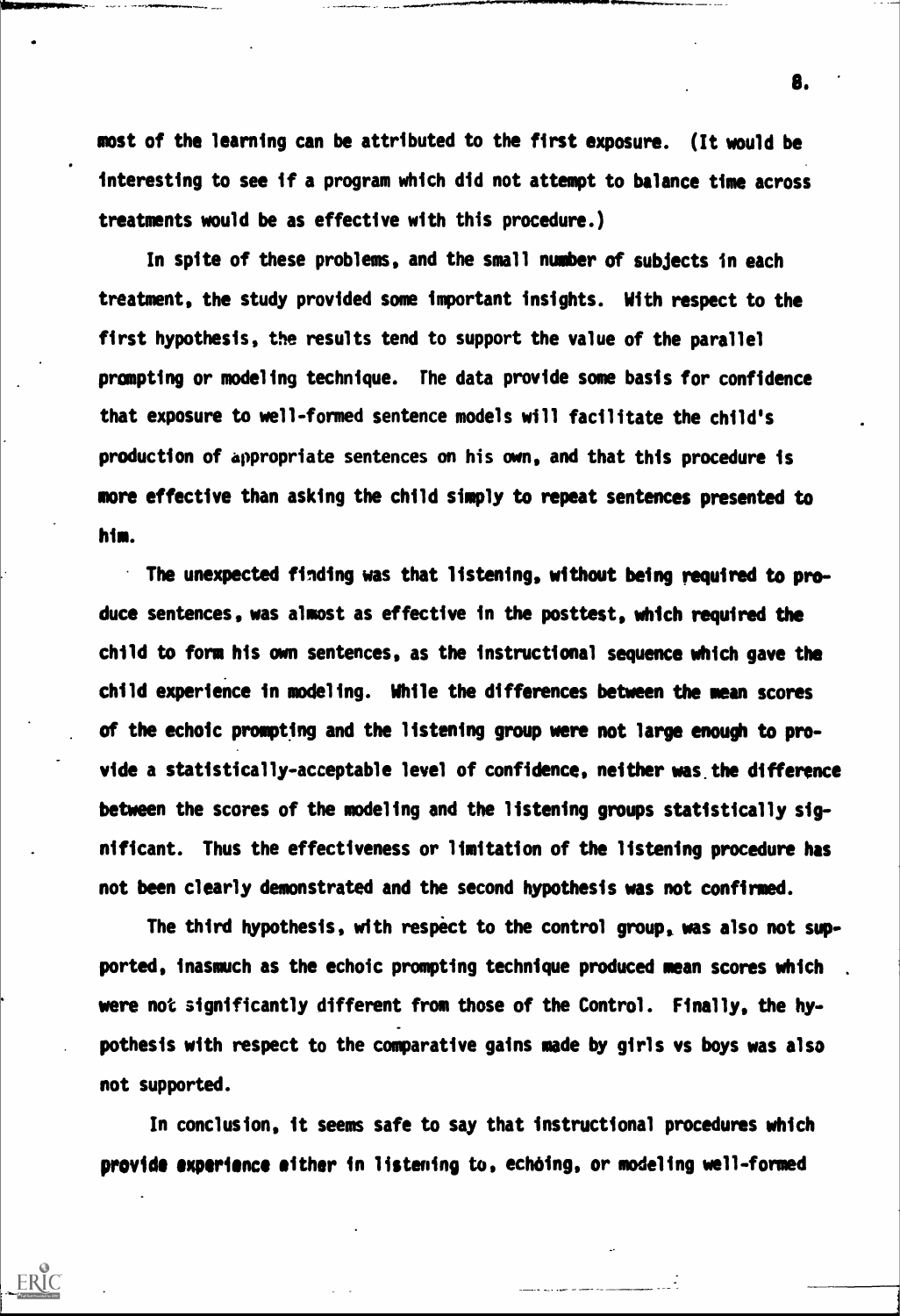most of the learning can be attributed to the first exposure. (It would be interesting to see if a program which did not attempt to balance time across treatments would be as effective with this procedure.)

In spite of these problems, and the small number of subjects in each treatment, the study provided some important insights. With respect to the first hypothesis, the results tend to support the value of the parallel prompting or modeling technique. The data provide some basis for confidence that exposure to well-formed sentence models will facilitate the child's production of appropriate sentences on his own, and that this procedure is more effective than asking the child simply to repeat sentences presented to him.

The unexpected finding was that listening, without being required to produce sentences, was almost as effective in the posttest, which required the child to form his own sentences, as the instructional sequence which gave the child experience in modeling. While the differences between the mean scores of the echoic prompting and the listening group were not large enough to provide a statistically-acceptable level of confidence, neither was the difference between the scores of the modeling and the listening groups statistically significant. Thus the effectiveness or limitation of the listening procedure has not been clearly demonstrated and the second hypothesis was not confirmed.

The third hypothesis, with respect to the control group, was also not supported, inasmuch as the echoic prompting technique produced mean scores which were not significantly different from those of the Control. Finally, the hypothesis with respect to the comparative gains made by girls vs boys was also not supported.

In conclusion, it seems safe to say that instructional procedures which provide experience either in listening to, echoing, or modeling well-formed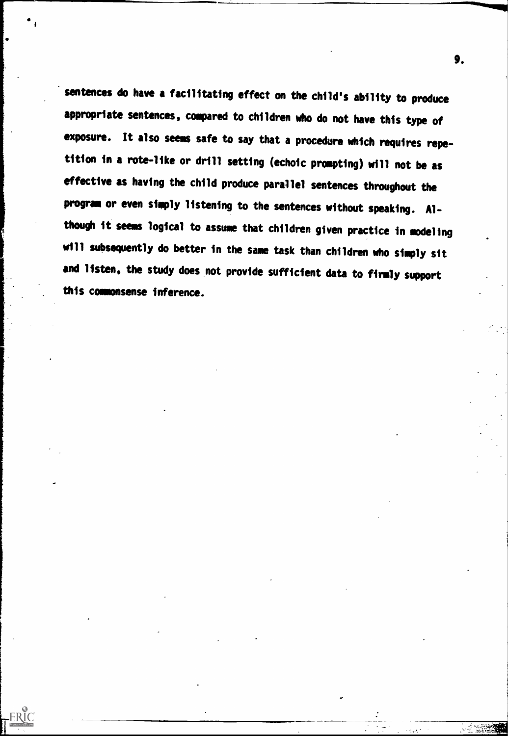sentences do have a facilitating effect on the child's ability to produce appropriate sentences, compared to children who do not have this type of exposure. It also seems safe to say that a procedure which requires repetition in a rote-like or drill setting (echoic prompting) will not be as effective as having the child produce parallel sentences throughout the program or even simply listening to the sentences without speaking. Although it seems logical to assume that children given practice in modeling will subsequently do better in the same task than children who simply sit and listen, the study does not provide sufficient data to firmly support this commonsense inference.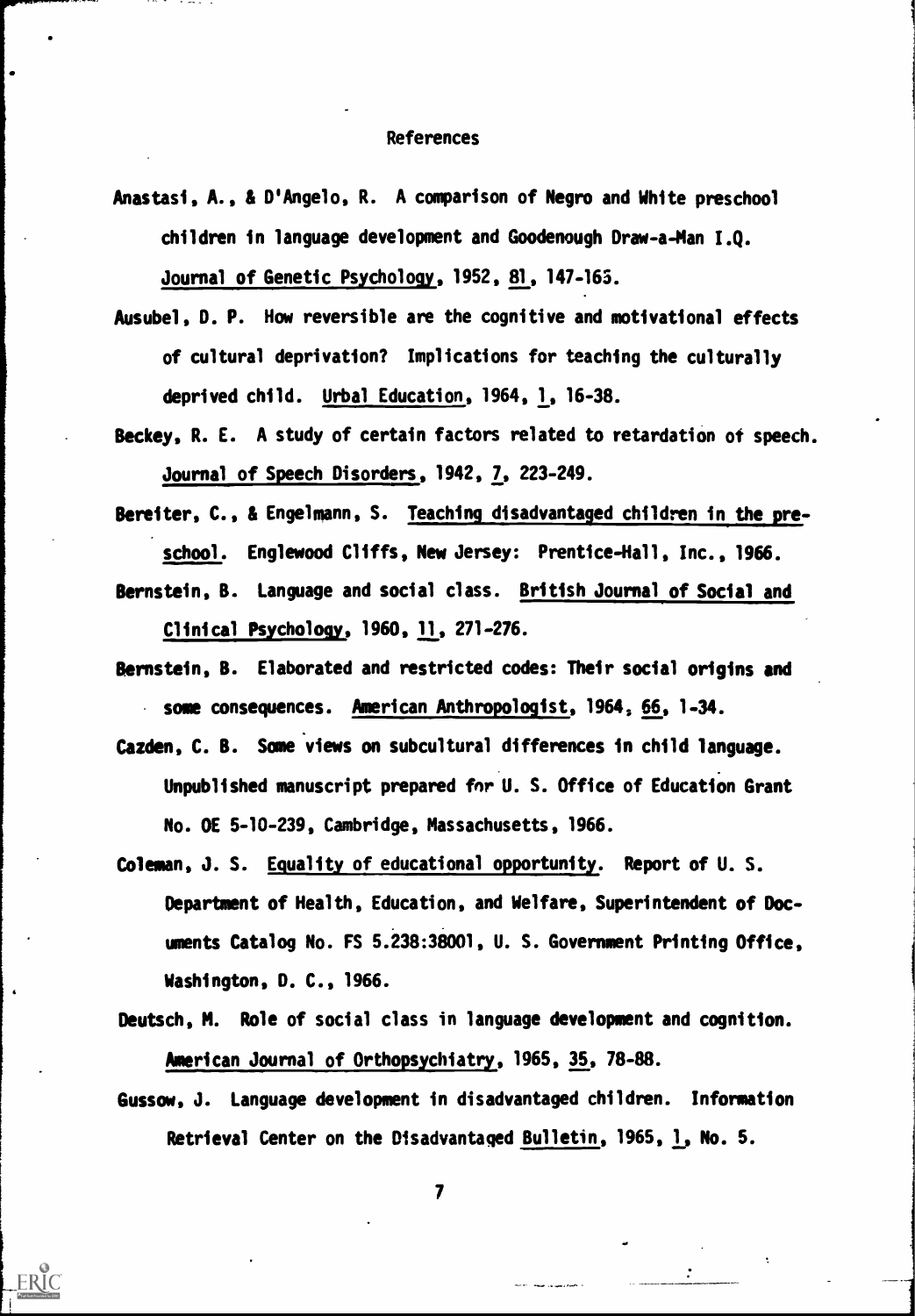# References

Anastasi, A., & D'Angelo, R. A comparison of Negro and White preschool children in language development and Goodenough Draw-a-Man I.Q. Journal of Genetic Psychology, 1952, 81, 147-165.

Ausubel, D. P. How reversible are the cognitive and motivational effects of cultural deprivation? Implications for teaching the culturally deprived child. Urbal Education, 1964, 1, 16-38.

Beckey, R. E. A study of certain factors related to retardation of speech. Journal of Speech Disorders, 1942, 7, 223-249.

Bereiter, C., & Engelmann, S. Teaching disadvantaged children in the preschool. Englewood Cliffs, New Jersey: Prentice-Hall, Inc., 1966.

Bernstein, B. Language and social class. British Journal of Social and Clinical Psychology, 1960, 11, 271-276.

Bernstein, B. Elaborated and restricted codes: Their social origins and some consequences. American Anthropologist, 1964, 66, 1-34.

Cazden, C. B. Some views on subcultural differences in child language. Unpublished manuscript prepared for U. S. Office of Education Grant No. OE 5-10-239, Cambridge, Massachusetts, 1966.

Coleman, J. S. Equality of educational opportunity. Report of U. S. Department of Health, Education, and Welfare, Superintendent of Documents Catalog No. FS 5.238:38001, U. S. Government Printing Office, Washington, D. C., 1966.

Deutsch, M. Role of social class in language development and cognition. American Journal of Orthopsychiatry, 1965, 35, 78-88.

Gussow, J. Language development in disadvantaged children. Information Retrieval Center on the Disadvantaged Bulletin, 1965, 1, No. 5.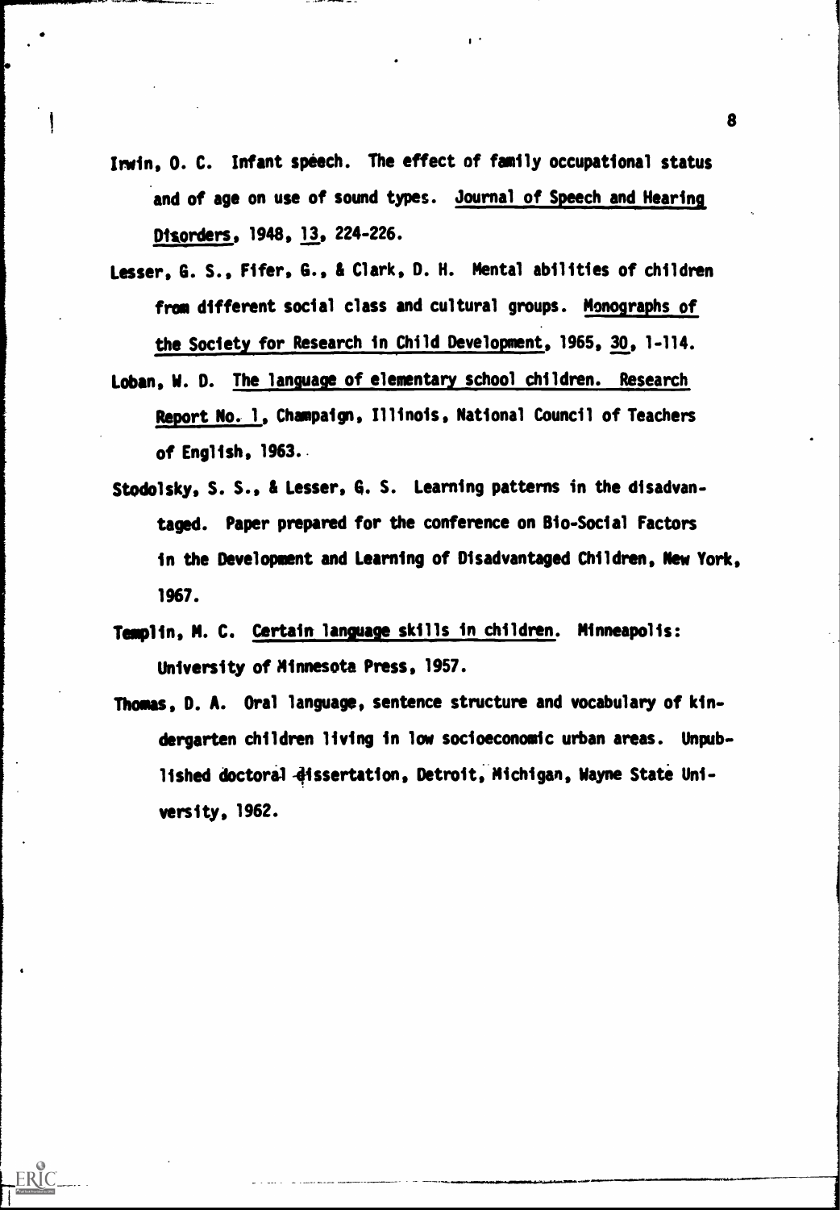Irwin, O. C. Infant speech. The effect of family occupational status and of age on use of sound types. Journal of Speech and Hearing Disorders, 1948, 13, 224-226.

Lesser, G. S., Fifer, G., & Clark, D. H. Mental abilities of children from different social class and cultural groups. Monographs of the Society for Research in Child Development, 1965, 30, 1-114.

Loban, W. D. The language of elementary school children. Research Report No. 1, Champaign, Illinois, National Council of Teachers of English, 1963.

Stodolsky, S. S., & Lesser, G. S. Learning patterns in the disadvantaged. Paper prepared for the conference on Bio-Social Factors in the Development and Learning of Disadvantaged Children, New York, 1967.

Templin, M. C. Certain language skills in children. Minneapolis: University of Minnesota Press, 1957.

Thomas, D. A. Oral language, sentence structure and vocabulary of kindergarten children living in low socioeconomic urban areas. Unpublished doctoral dissertation, Detroit, Michigan, Wayne State University, 1962.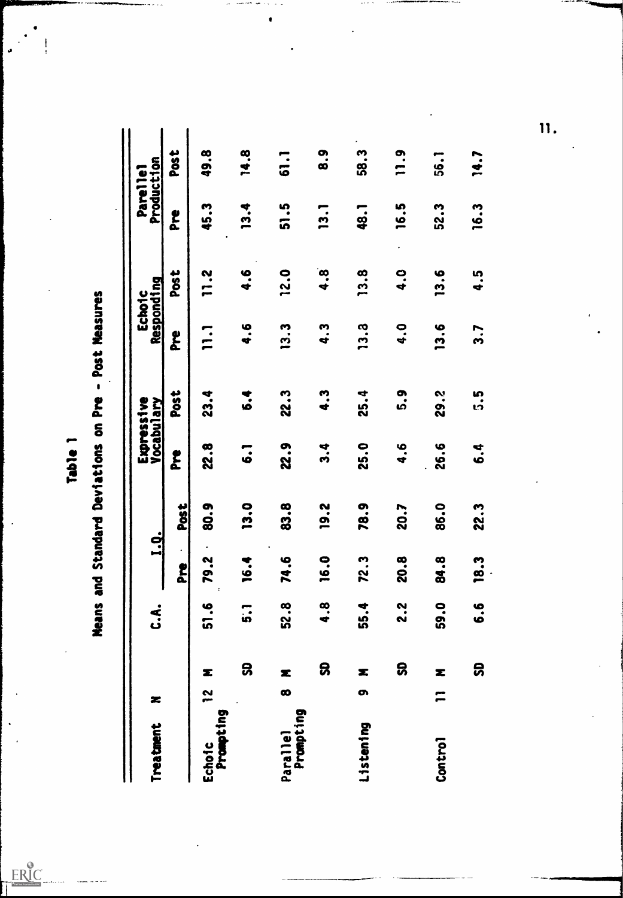Table 1

Means and Standard Deviations on Pre - Post Measures

| Treatment | N | | C.A. | I.Q. | | Expressive Vocabulary | | Echoic Responding | | Parallel Production | |
|---|---|---|---|---|---|---|---|---|---|---|---|
| | | | | Pre | Post | Pre | Post | Pre | Post | Pre | Post |
| Echoic Prompting | 12 | M | 51.6 | 79.2 | 80.9 | 22.8 | 23.4 | 11.1 | 11.2 | 45.3 | 49.8 |
| | | SD | 5.1 | 16.4 | 13.0 | 6.1 | 6.4 | 4.6 | 4.6 | 13.4 | 14.8 |
| Parallel Prompting | 8 | M | 52.8 | 74.6 | 83.8 | 22.9 | 22.3 | 13.3 | 12.0 | 51.5 | 61.1 |
| | | SD | 4.8 | 16.0 | 19.2 | 3.4 | 4.3 | 4.3 | 4.8 | 13.1 | 8.9 |
| Listening | 9 | M | 55.4 | 72.3 | 78.9 | 25.0 | 25.4 | 13.8 | 13.8 | 48.1 | 58.3 |
| | | SD | 2.2 | 20.8 | 20.7 | 4.6 | 5.9 | 4.0 | 4.0 | 16.5 | 11.9 |
| Control | 11 | M | 59.0 | 84.8 | 86.0 | 26.6 | 29.2 | 13.6 | 13.6 | 52.3 | 56.1 |
| | | SD | 6.6 | 18.3 | 22.3 | 6.4 | 5.5 | 3.7 | 4.5 | 16.3 | 14.7 |